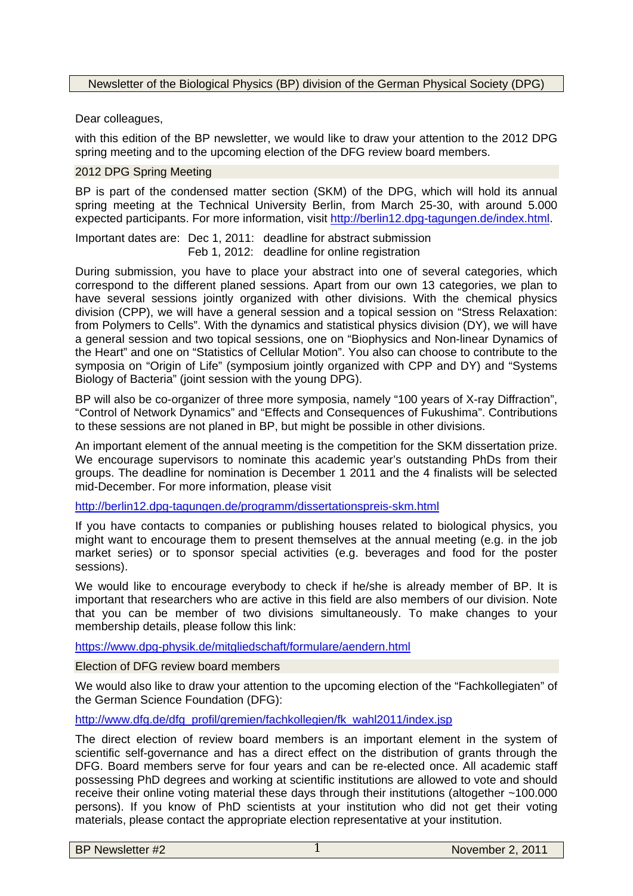Newsletter of the Biological Physics (BP) division of the German Physical Society (DPG)

Dear colleagues,

with this edition of the BP newsletter, we would like to draw your attention to the 2012 DPG spring meeting and to the upcoming election of the DFG review board members.

## 2012 DPG Spring Meeting

BP is part of the condensed matter section (SKM) of the DPG, which will hold its annual spring meeting at the Technical University Berlin, from March 25-30, with around 5.000 expected participants. For more information, visit http://berlin12.dpg-tagungen.de/index.html.

Important dates are: Dec 1, 2011: deadline for abstract submission
Feb 1, 2012: deadline for online registration

During submission, you have to place your abstract into one of several categories, which correspond to the different planed sessions. Apart from our own 13 categories, we plan to have several sessions jointly organized with other divisions. With the chemical physics division (CPP), we will have a general session and a topical session on “Stress Relaxation: from Polymers to Cells”. With the dynamics and statistical physics division (DY), we will have a general session and two topical sessions, one on “Biophysics and Non-linear Dynamics of the Heart” and one on “Statistics of Cellular Motion”. You also can choose to contribute to the symposia on “Origin of Life” (symposium jointly organized with CPP and DY) and “Systems Biology of Bacteria” (joint session with the young DPG).

BP will also be co-organizer of three more symposia, namely “100 years of X-ray Diffraction”, “Control of Network Dynamics” and “Effects and Consequences of Fukushima”. Contributions to these sessions are not planed in BP, but might be possible in other divisions.

An important element of the annual meeting is the competition for the SKM dissertation prize. We encourage supervisors to nominate this academic year’s outstanding PhDs from their groups. The deadline for nomination is December 1 2011 and the 4 finalists will be selected mid-December. For more information, please visit

http://berlin12.dpg-tagungen.de/programm/dissertationspreis-skm.html

If you have contacts to companies or publishing houses related to biological physics, you might want to encourage them to present themselves at the annual meeting (e.g. in the job market series) or to sponsor special activities (e.g. beverages and food for the poster sessions).

We would like to encourage everybody to check if he/she is already member of BP. It is important that researchers who are active in this field are also members of our division. Note that you can be member of two divisions simultaneously. To make changes to your membership details, please follow this link:

https://www.dpg-physik.de/mitgliedschaft/formulare/aendern.html

## Election of DFG review board members

We would also like to draw your attention to the upcoming election of the “Fachkollegiaten” of the German Science Foundation (DFG):

http://www.dfg.de/dfg_profil/gremien/fachkollegien/fk_wahl2011/index.jsp

The direct election of review board members is an important element in the system of scientific self-governance and has a direct effect on the distribution of grants through the DFG. Board members serve for four years and can be re-elected once. All academic staff possessing PhD degrees and working at scientific institutions are allowed to vote and should receive their online voting material these days through their institutions (altogether ~100.000 persons). If you know of PhD scientists at your institution who did not get their voting materials, please contact the appropriate election representative at your institution.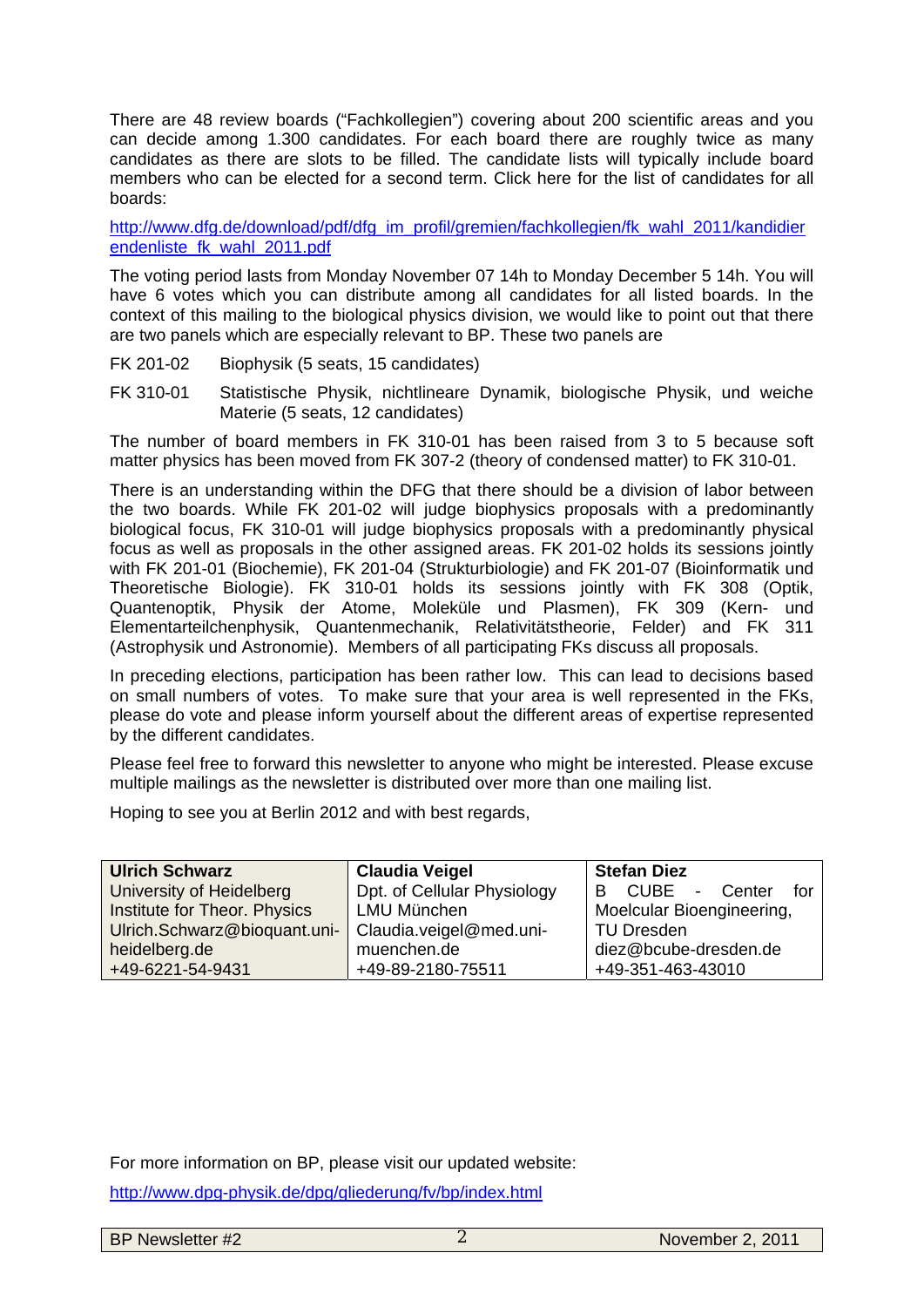There are 48 review boards ("Fachkollegien") covering about 200 scientific areas and you can decide among 1.300 candidates. For each board there are roughly twice as many candidates as there are slots to be filled. The candidate lists will typically include board members who can be elected for a second term. Click here for the list of candidates for all boards:

http://www.dfg.de/download/pdf/dfg_im_profil/gremien/fachkollegien/fk_wahl_2011/kandidierendenliste_fk_wahl_2011.pdf

The voting period lasts from Monday November 07 14h to Monday December 5 14h. You will have 6 votes which you can distribute among all candidates for all listed boards. In the context of this mailing to the biological physics division, we would like to point out that there are two panels which are especially relevant to BP. These two panels are

FK 201-02 Biophysik (5 seats, 15 candidates)

FK 310-01 Statistische Physik, nichtlineare Dynamik, biologische Physik, und weiche Materie (5 seats, 12 candidates)

The number of board members in FK 310-01 has been raised from 3 to 5 because soft matter physics has been moved from FK 307-2 (theory of condensed matter) to FK 310-01.

There is an understanding within the DFG that there should be a division of labor between the two boards. While FK 201-02 will judge biophysics proposals with a predominantly biological focus, FK 310-01 will judge biophysics proposals with a predominantly physical focus as well as proposals in the other assigned areas. FK 201-02 holds its sessions jointly with FK 201-01 (Biochemie), FK 201-04 (Strukturbiologie) and FK 201-07 (Bioinformatik und Theoretische Biologie). FK 310-01 holds its sessions jointly with FK 308 (Optik, Quantenoptik, Physik der Atome, Moleküle und Plasmen), FK 309 (Kern- und Elementarteilchenphysik, Quantenmechanik, Relativitätstheorie, Felder) and FK 311 (Astrophysik und Astronomie). Members of all participating FKs discuss all proposals.

In preceding elections, participation has been rather low. This can lead to decisions based on small numbers of votes. To make sure that your area is well represented in the FKs, please do vote and please inform yourself about the different areas of expertise represented by the different candidates.

Please feel free to forward this newsletter to anyone who might be interested. Please excuse multiple mailings as the newsletter is distributed over more than one mailing list.

Hoping to see you at Berlin 2012 and with best regards,

| **Ulrich Schwarz** | **Claudia Veigel** | **Stefan Diez** |
|---|---|---|
| University of Heidelberg<br>Institute for Theor. Physics<br>Ulrich.Schwarz@bioquant.uni-heidelberg.de<br>+49-6221-54-9431 | Dpt. of Cellular Physiology<br>LMU München<br>Claudia.veigel@med.uni-muenchen.de<br>+49-89-2180-75511 | B CUBE - Center for Moelcular Bioengineering,<br>TU Dresden<br>diez@bcube-dresden.de<br>+49-351-463-43010 |

For more information on BP, please visit our updated website:

http://www.dpg-physik.de/dpg/gliederung/fv/bp/index.html